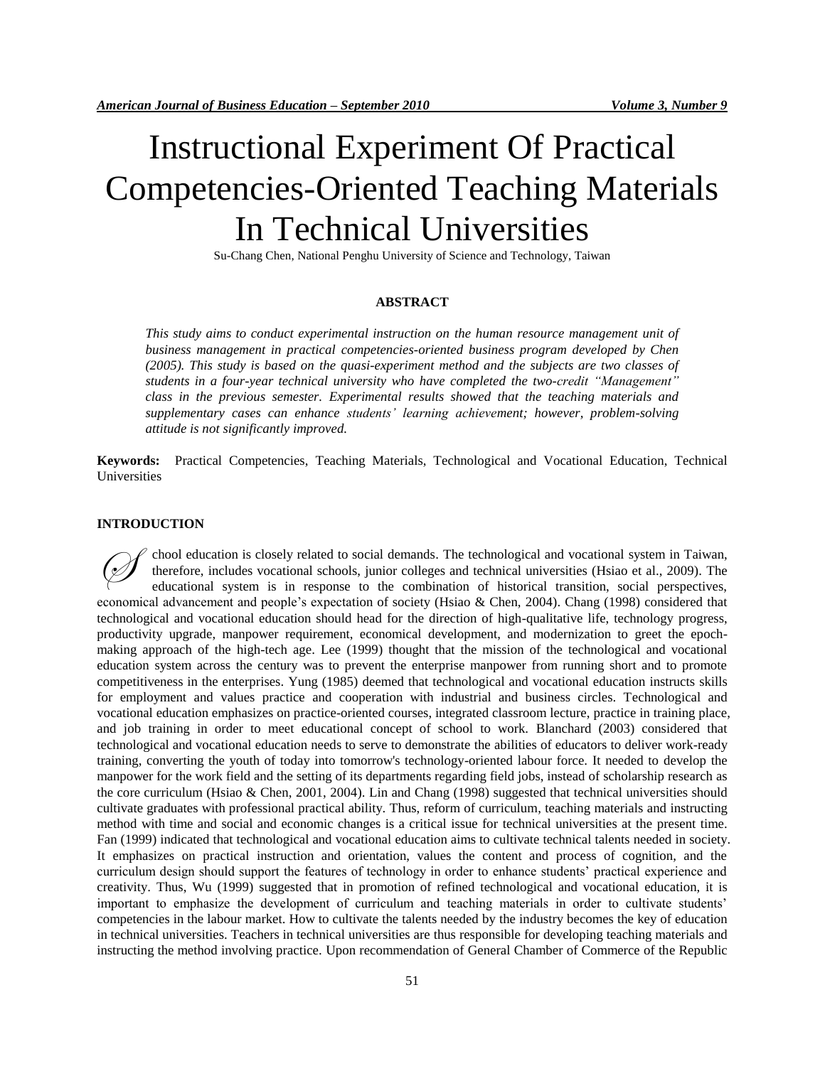# Instructional Experiment Of Practical Competencies-Oriented Teaching Materials In Technical Universities

Su-Chang Chen, National Penghu University of Science and Technology, Taiwan

## ABSTRACT

*This study aims to conduct experimental instruction on the human resource management unit of business management in practical competencies-oriented business program developed by Chen (2005). This study is based on the quasi-experiment method and the subjects are two classes of students in a four-year technical university who have completed the two-credit "Management" class in the previous semester. Experimental results showed that the teaching materials and supplementary cases can enhance students' learning achievement; however, problem-solving attitude is not significantly improved.*

**Keywords:** Practical Competencies, Teaching Materials, Technological and Vocational Education, Technical Universities

## INTRODUCTION

School education is closely related to social demands. The technological and vocational system in Taiwan, therefore, includes vocational schools, junior colleges and technical universities (Hsiao et al., 2009). The educational system is in response to the combination of historical transition, social perspectives, economical advancement and people's expectation of society (Hsiao & Chen, 2004). Chang (1998) considered that technological and vocational education should head for the direction of high-qualitative life, technology progress, productivity upgrade, manpower requirement, economical development, and modernization to greet the epoch-making approach of the high-tech age. Lee (1999) thought that the mission of the technological and vocational education system across the century was to prevent the enterprise manpower from running short and to promote competitiveness in the enterprises. Yung (1985) deemed that technological and vocational education instructs skills for employment and values practice and cooperation with industrial and business circles. Technological and vocational education emphasizes on practice-oriented courses, integrated classroom lecture, practice in training place, and job training in order to meet educational concept of school to work. Blanchard (2003) considered that technological and vocational education needs to serve to demonstrate the abilities of educators to deliver work-ready training, converting the youth of today into tomorrow's technology-oriented labour force. It needed to develop the manpower for the work field and the setting of its departments regarding field jobs, instead of scholarship research as the core curriculum (Hsiao & Chen, 2001, 2004). Lin and Chang (1998) suggested that technical universities should cultivate graduates with professional practical ability. Thus, reform of curriculum, teaching materials and instructing method with time and social and economic changes is a critical issue for technical universities at the present time. Fan (1999) indicated that technological and vocational education aims to cultivate technical talents needed in society. It emphasizes on practical instruction and orientation, values the content and process of cognition, and the curriculum design should support the features of technology in order to enhance students' practical experience and creativity. Thus, Wu (1999) suggested that in promotion of refined technological and vocational education, it is important to emphasize the development of curriculum and teaching materials in order to cultivate students' competencies in the labour market. How to cultivate the talents needed by the industry becomes the key of education in technical universities. Teachers in technical universities are thus responsible for developing teaching materials and instructing the method involving practice. Upon recommendation of General Chamber of Commerce of the Republic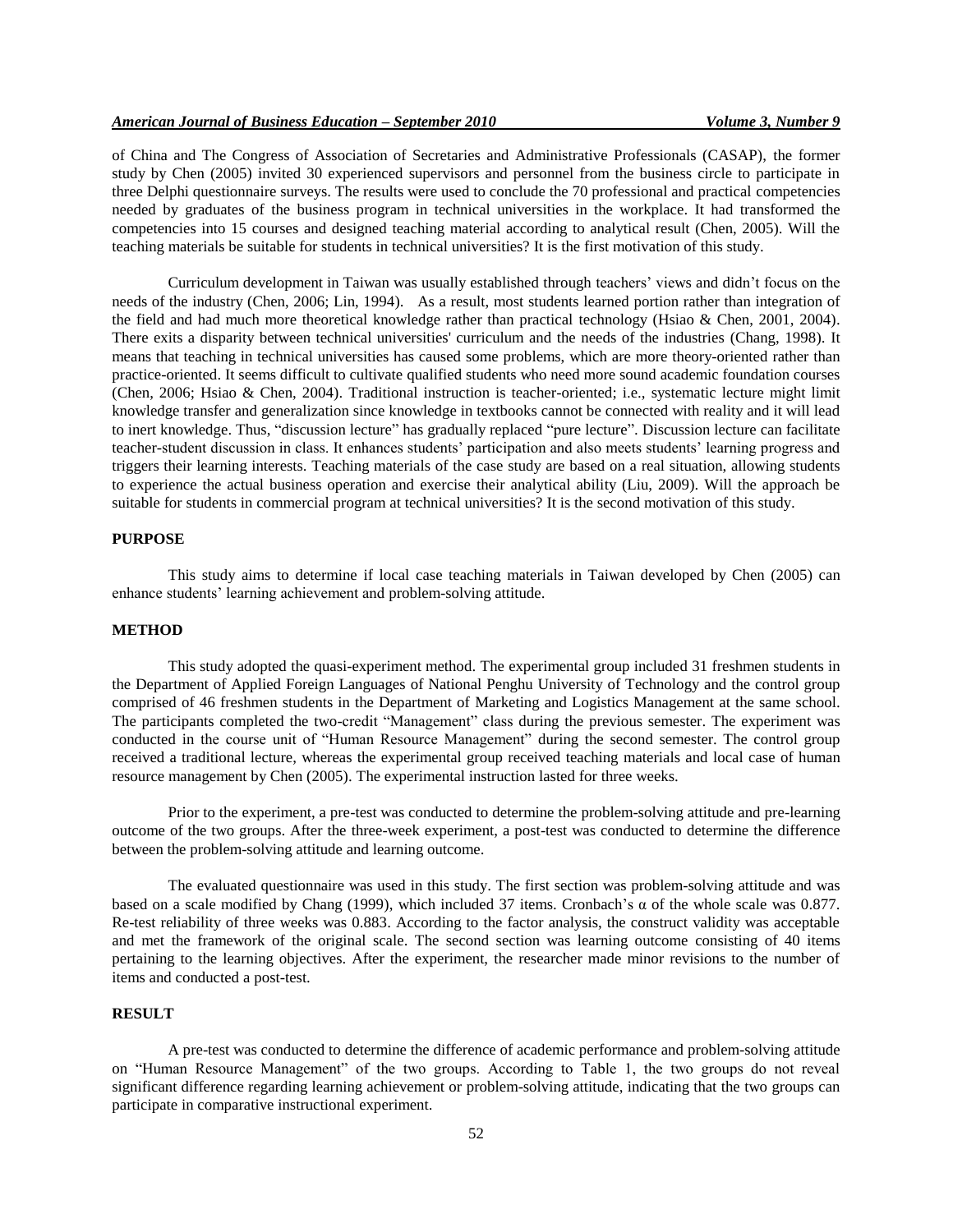of China and The Congress of Association of Secretaries and Administrative Professionals (CASAP), the former study by Chen (2005) invited 30 experienced supervisors and personnel from the business circle to participate in three Delphi questionnaire surveys. The results were used to conclude the 70 professional and practical competencies needed by graduates of the business program in technical universities in the workplace. It had transformed the competencies into 15 courses and designed teaching material according to analytical result (Chen, 2005). Will the teaching materials be suitable for students in technical universities? It is the first motivation of this study.

Curriculum development in Taiwan was usually established through teachers' views and didn't focus on the needs of the industry (Chen, 2006; Lin, 1994). As a result, most students learned portion rather than integration of the field and had much more theoretical knowledge rather than practical technology (Hsiao & Chen, 2001, 2004). There exits a disparity between technical universities' curriculum and the needs of the industries (Chang, 1998). It means that teaching in technical universities has caused some problems, which are more theory-oriented rather than practice-oriented. It seems difficult to cultivate qualified students who need more sound academic foundation courses (Chen, 2006; Hsiao & Chen, 2004). Traditional instruction is teacher-oriented; i.e., systematic lecture might limit knowledge transfer and generalization since knowledge in textbooks cannot be connected with reality and it will lead to inert knowledge. Thus, "discussion lecture" has gradually replaced "pure lecture". Discussion lecture can facilitate teacher-student discussion in class. It enhances students' participation and also meets students' learning progress and triggers their learning interests. Teaching materials of the case study are based on a real situation, allowing students to experience the actual business operation and exercise their analytical ability (Liu, 2009). Will the approach be suitable for students in commercial program at technical universities? It is the second motivation of this study.

## PURPOSE

This study aims to determine if local case teaching materials in Taiwan developed by Chen (2005) can enhance students' learning achievement and problem-solving attitude.

## METHOD

This study adopted the quasi-experiment method. The experimental group included 31 freshmen students in the Department of Applied Foreign Languages of National Penghu University of Technology and the control group comprised of 46 freshmen students in the Department of Marketing and Logistics Management at the same school. The participants completed the two-credit "Management" class during the previous semester. The experiment was conducted in the course unit of "Human Resource Management" during the second semester. The control group received a traditional lecture, whereas the experimental group received teaching materials and local case of human resource management by Chen (2005). The experimental instruction lasted for three weeks.

Prior to the experiment, a pre-test was conducted to determine the problem-solving attitude and pre-learning outcome of the two groups. After the three-week experiment, a post-test was conducted to determine the difference between the problem-solving attitude and learning outcome.

The evaluated questionnaire was used in this study. The first section was problem-solving attitude and was based on a scale modified by Chang (1999), which included 37 items. Cronbach's α of the whole scale was 0.877. Re-test reliability of three weeks was 0.883. According to the factor analysis, the construct validity was acceptable and met the framework of the original scale. The second section was learning outcome consisting of 40 items pertaining to the learning objectives. After the experiment, the researcher made minor revisions to the number of items and conducted a post-test.

## RESULT

A pre-test was conducted to determine the difference of academic performance and problem-solving attitude on "Human Resource Management" of the two groups. According to Table 1, the two groups do not reveal significant difference regarding learning achievement or problem-solving attitude, indicating that the two groups can participate in comparative instructional experiment.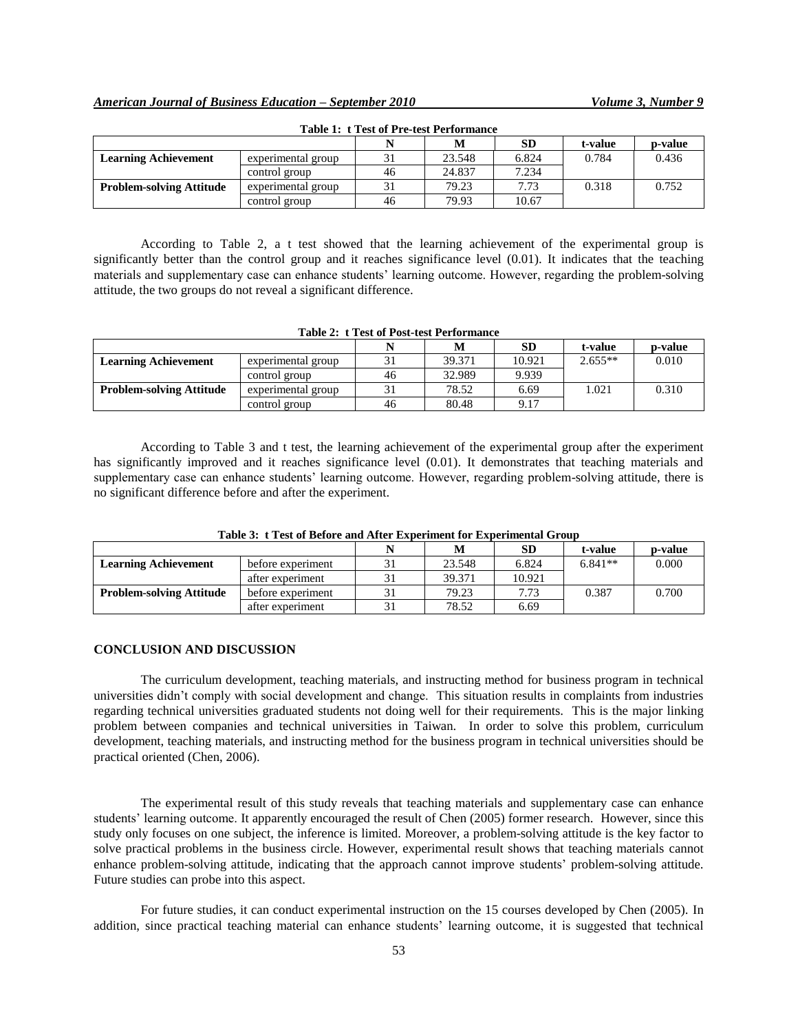**Table 1: t Test of Pre-test Performance**

| | | N | M | SD | t-value | p-value |
|---|---|---|---|---|---|---|
| **Learning Achievement** | experimental group | 31 | 23.548 | 6.824 | 0.784 | 0.436 |
| | control group | 46 | 24.837 | 7.234 | | |
| **Problem-solving Attitude** | experimental group | 31 | 79.23 | 7.73 | 0.318 | 0.752 |
| | control group | 46 | 79.93 | 10.67 | | |

According to Table 2, a t test showed that the learning achievement of the experimental group is significantly better than the control group and it reaches significance level (0.01). It indicates that the teaching materials and supplementary case can enhance students' learning outcome. However, regarding the problem-solving attitude, the two groups do not reveal a significant difference.

**Table 2: t Test of Post-test Performance**

| | | N | M | SD | t-value | p-value |
|---|---|---|---|---|---|---|
| **Learning Achievement** | experimental group | 31 | 39.371 | 10.921 | 2.655** | 0.010 |
| | control group | 46 | 32.989 | 9.939 | | |
| **Problem-solving Attitude** | experimental group | 31 | 78.52 | 6.69 | 1.021 | 0.310 |
| | control group | 46 | 80.48 | 9.17 | | |

According to Table 3 and t test, the learning achievement of the experimental group after the experiment has significantly improved and it reaches significance level (0.01). It demonstrates that teaching materials and supplementary case can enhance students' learning outcome. However, regarding problem-solving attitude, there is no significant difference before and after the experiment.

**Table 3: t Test of Before and After Experiment for Experimental Group**

| | | N | M | SD | t-value | p-value |
|---|---|---|---|---|---|---|
| **Learning Achievement** | before experiment | 31 | 23.548 | 6.824 | 6.841** | 0.000 |
| | after experiment | 31 | 39.371 | 10.921 | | |
| **Problem-solving Attitude** | before experiment | 31 | 79.23 | 7.73 | 0.387 | 0.700 |
| | after experiment | 31 | 78.52 | 6.69 | | |

## CONCLUSION AND DISCUSSION

The curriculum development, teaching materials, and instructing method for business program in technical universities didn't comply with social development and change. This situation results in complaints from industries regarding technical universities graduated students not doing well for their requirements. This is the major linking problem between companies and technical universities in Taiwan. In order to solve this problem, curriculum development, teaching materials, and instructing method for the business program in technical universities should be practical oriented (Chen, 2006).

The experimental result of this study reveals that teaching materials and supplementary case can enhance students' learning outcome. It apparently encouraged the result of Chen (2005) former research. However, since this study only focuses on one subject, the inference is limited. Moreover, a problem-solving attitude is the key factor to solve practical problems in the business circle. However, experimental result shows that teaching materials cannot enhance problem-solving attitude, indicating that the approach cannot improve students' problem-solving attitude. Future studies can probe into this aspect.

For future studies, it can conduct experimental instruction on the 15 courses developed by Chen (2005). In addition, since practical teaching material can enhance students' learning outcome, it is suggested that technical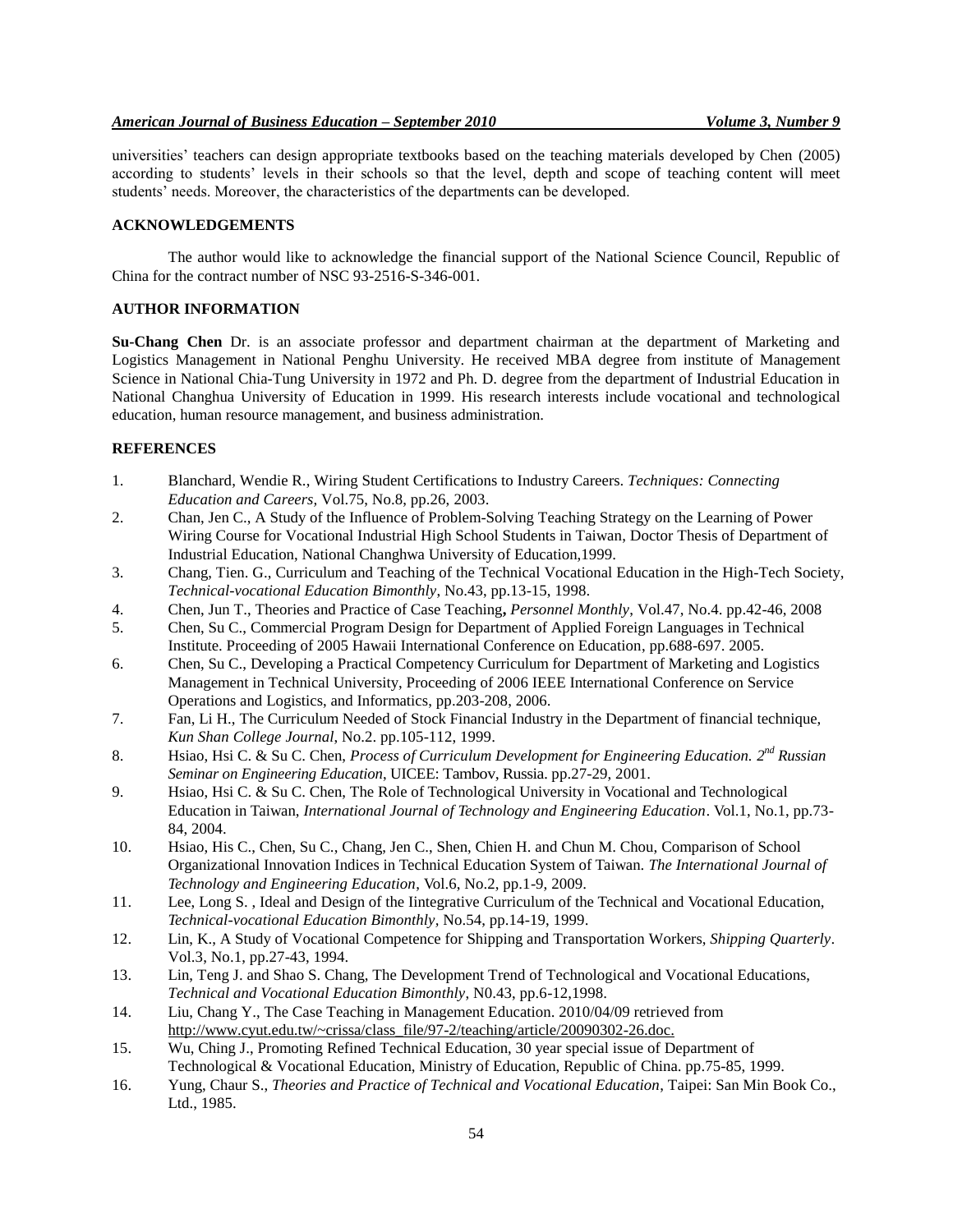universities' teachers can design appropriate textbooks based on the teaching materials developed by Chen (2005) according to students' levels in their schools so that the level, depth and scope of teaching content will meet students' needs. Moreover, the characteristics of the departments can be developed.

## ACKNOWLEDGEMENTS

The author would like to acknowledge the financial support of the National Science Council, Republic of China for the contract number of NSC 93-2516-S-346-001.

## AUTHOR INFORMATION

**Su-Chang Chen** Dr. is an associate professor and department chairman at the department of Marketing and Logistics Management in National Penghu University. He received MBA degree from institute of Management Science in National Chia-Tung University in 1972 and Ph. D. degree from the department of Industrial Education in National Changhua University of Education in 1999. His research interests include vocational and technological education, human resource management, and business administration.

## REFERENCES

1. Blanchard, Wendie R., Wiring Student Certifications to Industry Careers. *Techniques: Connecting Education and Careers*, Vol.75, No.8, pp.26, 2003.
2. Chan, Jen C., A Study of the Influence of Problem-Solving Teaching Strategy on the Learning of Power Wiring Course for Vocational Industrial High School Students in Taiwan, Doctor Thesis of Department of Industrial Education, National Changhwa University of Education,1999.
3. Chang, Tien. G., Curriculum and Teaching of the Technical Vocational Education in the High-Tech Society, *Technical-vocational Education Bimonthly*, No.43, pp.13-15, 1998.
4. Chen, Jun T., Theories and Practice of Case Teaching**,** *Personnel Monthly*, Vol.47, No.4. pp.42-46, 2008
5. Chen, Su C., Commercial Program Design for Department of Applied Foreign Languages in Technical Institute. Proceeding of 2005 Hawaii International Conference on Education, pp.688-697. 2005.
6. Chen, Su C., Developing a Practical Competency Curriculum for Department of Marketing and Logistics Management in Technical University, Proceeding of 2006 IEEE International Conference on Service Operations and Logistics, and Informatics, pp.203-208, 2006.
7. Fan, Li H., The Curriculum Needed of Stock Financial Industry in the Department of financial technique, *Kun Shan College Journal*, No.2. pp.105-112, 1999.
8. Hsiao, Hsi C. & Su C. Chen, *Process of Curriculum Development for Engineering Education. 2nd Russian Seminar on Engineering Education*, UICEE: Tambov, Russia. pp.27-29, 2001.
9. Hsiao, Hsi C. & Su C. Chen, The Role of Technological University in Vocational and Technological Education in Taiwan, *International Journal of Technology and Engineering Education*. Vol.1, No.1, pp.73-84, 2004.
10. Hsiao, His C., Chen, Su C., Chang, Jen C., Shen, Chien H. and Chun M. Chou, Comparison of School Organizational Innovation Indices in Technical Education System of Taiwan. *The International Journal of Technology and Engineering Education*, Vol.6, No.2, pp.1-9, 2009.
11. Lee, Long S. , Ideal and Design of the Iintegrative Curriculum of the Technical and Vocational Education, *Technical-vocational Education Bimonthly*, No.54, pp.14-19, 1999.
12. Lin, K., A Study of Vocational Competence for Shipping and Transportation Workers, *Shipping Quarterly*. Vol.3, No.1, pp.27-43, 1994.
13. Lin, Teng J. and Shao S. Chang, The Development Trend of Technological and Vocational Educations, *Technical and Vocational Education Bimonthly*, N0.43, pp.6-12,1998.
14. Liu, Chang Y., The Case Teaching in Management Education. 2010/04/09 retrieved from http://www.cyut.edu.tw/~crissa/class_file/97-2/teaching/article/20090302-26.doc.
15. Wu, Ching J., Promoting Refined Technical Education, 30 year special issue of Department of Technological & Vocational Education, Ministry of Education, Republic of China. pp.75-85, 1999.
16. Yung, Chaur S., *Theories and Practice of Technical and Vocational Education*, Taipei: San Min Book Co., Ltd., 1985.